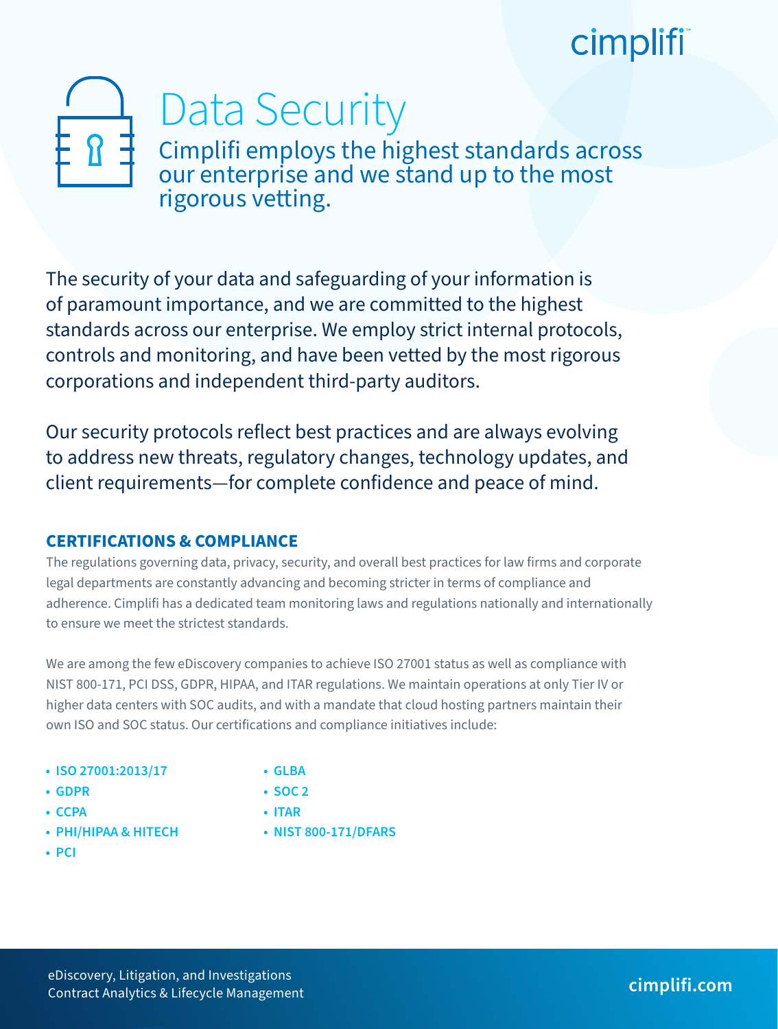# Data Security

Cimplifi employs the highest standards across our enterprise and we stand up to the most rigorous vetting.

The security of your data and safeguarding of your information is of paramount importance, and we are committed to the highest standards across our enterprise. We employ strict internal protocols, controls and monitoring, and have been vetted by the most rigorous corporations and independent third-party auditors.

Our security protocols reflect best practices and are always evolving to address new threats, regulatory changes, technology updates, and client requirements—for complete confidence and peace of mind.

## CERTIFICATIONS & COMPLIANCE

The regulations governing data, privacy, security, and overall best practices for law firms and corporate legal departments are constantly advancing and becoming stricter in terms of compliance and adherence. Cimplifi has a dedicated team monitoring laws and regulations nationally and internationally to ensure we meet the strictest standards.

We are among the few eDiscovery companies to achieve ISO 27001 status as well as compliance with NIST 800-171, PCI DSS, GDPR, HIPAA, and ITAR regulations. We maintain operations at only Tier IV or higher data centers with SOC audits, and with a mandate that cloud hosting partners maintain their own ISO and SOC status. Our certifications and compliance initiatives include:

- **ISO 27001:2013/17**
- **GDPR**
- **CCPA**
- **PHI/HIPAA & HITECH**
- **PCI**
- **GLBA**
- **SOC 2**
- **ITAR**
- **NIST 800-171/DFARS**

eDiscovery, Litigation, and Investigations
Contract Analytics & Lifecycle Management

**cimplifi.com**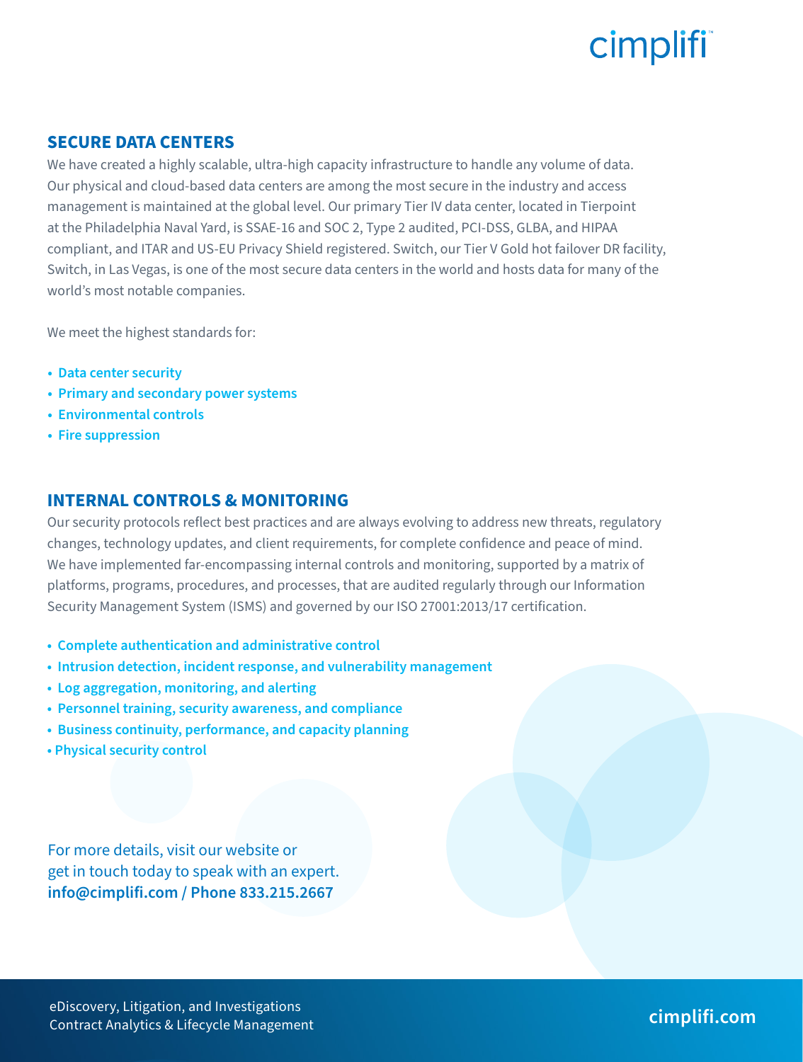## SECURE DATA CENTERS

We have created a highly scalable, ultra-high capacity infrastructure to handle any volume of data. Our physical and cloud-based data centers are among the most secure in the industry and access management is maintained at the global level. Our primary Tier IV data center, located in Tierpoint at the Philadelphia Naval Yard, is SSAE-16 and SOC 2, Type 2 audited, PCI-DSS, GLBA, and HIPAA compliant, and ITAR and US-EU Privacy Shield registered. Switch, our Tier V Gold hot failover DR facility, Switch, in Las Vegas, is one of the most secure data centers in the world and hosts data for many of the world's most notable companies.

We meet the highest standards for:

- **Data center security**
- **Primary and secondary power systems**
- **Environmental controls**
- **Fire suppression**

## INTERNAL CONTROLS & MONITORING

Our security protocols reflect best practices and are always evolving to address new threats, regulatory changes, technology updates, and client requirements, for complete confidence and peace of mind. We have implemented far-encompassing internal controls and monitoring, supported by a matrix of platforms, programs, procedures, and processes, that are audited regularly through our Information Security Management System (ISMS) and governed by our ISO 27001:2013/17 certification.

- **Complete authentication and administrative control**
- **Intrusion detection, incident response, and vulnerability management**
- **Log aggregation, monitoring, and alerting**
- **Personnel training, security awareness, and compliance**
- **Business continuity, performance, and capacity planning**
- **Physical security control**

For more details, visit our website or get in touch today to speak with an expert.
**info@cimplifi.com / Phone 833.215.2667**

eDiscovery, Litigation, and Investigations
Contract Analytics & Lifecycle Management

**cimplifi.com**